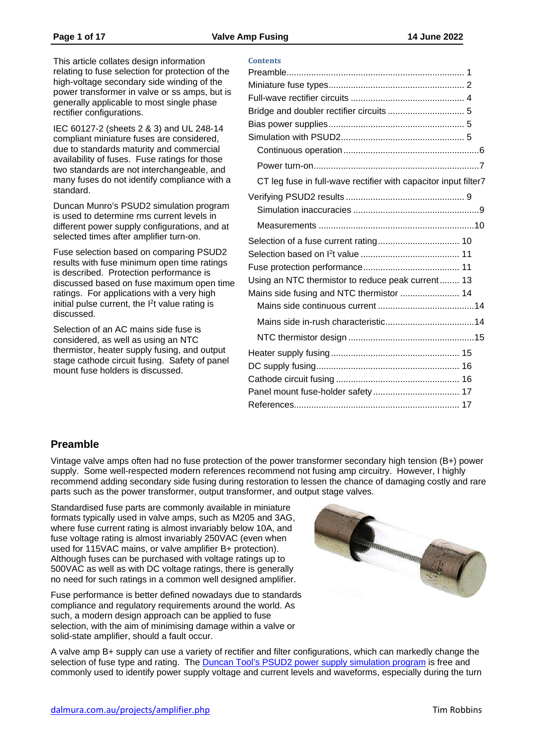This article collates design information relating to fuse selection for protection of the high-voltage secondary side winding of the power transformer in valve or ss amps, but is generally applicable to most single phase rectifier configurations.

IEC 60127-2 (sheets 2 & 3) and UL 248-14 compliant miniature fuses are considered, due to standards maturity and commercial availability of fuses. Fuse ratings for those two standards are not interchangeable, and many fuses do not identify compliance with a standard.

Duncan Munro's PSUD2 simulation program is used to determine rms current levels in different power supply configurations, and at selected times after amplifier turn-on.

Fuse selection based on comparing PSUD2 results with fuse minimum open time ratings is described. Protection performance is discussed based on fuse maximum open time ratings. For applications with a very high initial pulse current, the $I^2t$ value rating is discussed.

Selection of an AC mains side fuse is considered, as well as using an NTC thermistor, heater supply fusing, and output stage cathode circuit fusing. Safety of panel mount fuse holders is discussed.

**Contents**

- Preamble ........ 1
- Miniature fuse types ........ 2
- Full-wave rectifier circuits ........ 4
- Bridge and doubler rectifier circuits ........ 5
- Bias power supplies ........ 5
- Simulation with PSUD2 ........ 5
  - Continuous operation ........ 6
  - Power turn-on ........ 7
  - CT leg fuse in full-wave rectifier with capacitor input filter ........ 7
- Verifying PSUD2 results ........ 9
  - Simulation inaccuracies ........ 9
  - Measurements ........ 10
- Selection of a fuse current rating ........ 10
- Selection based on $I^2t$ value ........ 11
- Fuse protection performance ........ 11
- Using an NTC thermistor to reduce peak current ........ 13
- Mains side fusing and NTC thermistor ........ 14
  - Mains side continuous current ........ 14
  - Mains side in-rush characteristic ........ 14
  - NTC thermistor design ........ 15
- Heater supply fusing ........ 15
- DC supply fusing ........ 16
- Cathode circuit fusing ........ 16
- Panel mount fuse-holder safety ........ 17
- References ........ 17

## Preamble

Vintage valve amps often had no fuse protection of the power transformer secondary high tension (B+) power supply. Some well-respected modern references recommend not fusing amp circuitry. However, I highly recommend adding secondary side fusing during restoration to lessen the chance of damaging costly and rare parts such as the power transformer, output transformer, and output stage valves.

Standardised fuse parts are commonly available in miniature formats typically used in valve amps, such as M205 and 3AG, where fuse current rating is almost invariably below 10A, and fuse voltage rating is almost invariably 250VAC (even when used for 115VAC mains, or valve amplifier B+ protection). Although fuses can be purchased with voltage ratings up to 500VAC as well as with DC voltage ratings, there is generally no need for such ratings in a common well designed amplifier.

Fuse performance is better defined nowadays due to standards compliance and regulatory requirements around the world. As such, a modern design approach can be applied to fuse selection, with the aim of minimising damage within a valve or solid-state amplifier, should a fault occur.

A valve amp B+ supply can use a variety of rectifier and filter configurations, which can markedly change the selection of fuse type and rating. The Duncan Tool's PSUD2 power supply simulation program is free and commonly used to identify power supply voltage and current levels and waveforms, especially during the turn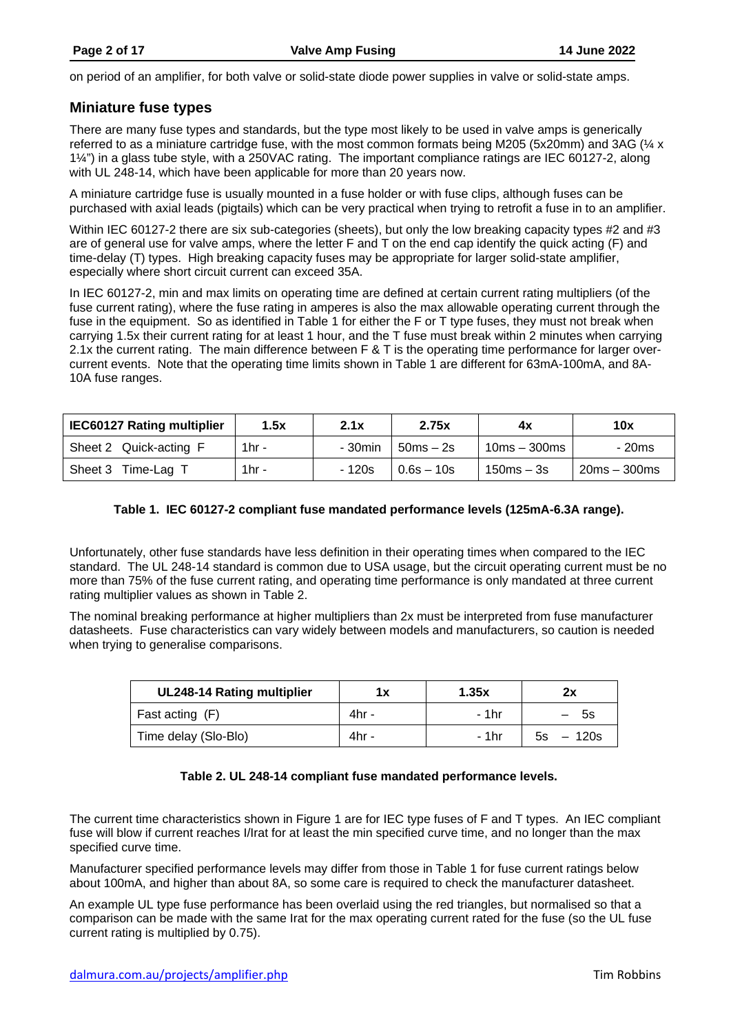on period of an amplifier, for both valve or solid-state diode power supplies in valve or solid-state amps.

## Miniature fuse types

There are many fuse types and standards, but the type most likely to be used in valve amps is generically referred to as a miniature cartridge fuse, with the most common formats being M205 (5x20mm) and 3AG (¼ x 1¼") in a glass tube style, with a 250VAC rating. The important compliance ratings are IEC 60127-2, along with UL 248-14, which have been applicable for more than 20 years now.

A miniature cartridge fuse is usually mounted in a fuse holder or with fuse clips, although fuses can be purchased with axial leads (pigtails) which can be very practical when trying to retrofit a fuse in to an amplifier.

Within IEC 60127-2 there are six sub-categories (sheets), but only the low breaking capacity types #2 and #3 are of general use for valve amps, where the letter F and T on the end cap identify the quick acting (F) and time-delay (T) types. High breaking capacity fuses may be appropriate for larger solid-state amplifier, especially where short circuit current can exceed 35A.

In IEC 60127-2, min and max limits on operating time are defined at certain current rating multipliers (of the fuse current rating), where the fuse rating in amperes is also the max allowable operating current through the fuse in the equipment. So as identified in Table 1 for either the F or T type fuses, they must not break when carrying 1.5x their current rating for at least 1 hour, and the T fuse must break within 2 minutes when carrying 2.1x the current rating. The main difference between F & T is the operating time performance for larger over-current events. Note that the operating time limits shown in Table 1 are different for 63mA-100mA, and 8A-10A fuse ranges.

| IEC60127 Rating multiplier | 1.5x | 2.1x | 2.75x | 4x | 10x |
|---|---|---|---|---|---|
| Sheet 2 Quick-acting F | 1hr - | - 30min | 50ms – 2s | 10ms – 300ms | - 20ms |
| Sheet 3 Time-Lag T | 1hr - | - 120s | 0.6s – 10s | 150ms – 3s | 20ms – 300ms |

**Table 1. IEC 60127-2 compliant fuse mandated performance levels (125mA-6.3A range).**

Unfortunately, other fuse standards have less definition in their operating times when compared to the IEC standard. The UL 248-14 standard is common due to USA usage, but the circuit operating current must be no more than 75% of the fuse current rating, and operating time performance is only mandated at three current rating multiplier values as shown in Table 2.

The nominal breaking performance at higher multipliers than 2x must be interpreted from fuse manufacturer datasheets. Fuse characteristics can vary widely between models and manufacturers, so caution is needed when trying to generalise comparisons.

| UL248-14 Rating multiplier | 1x | 1.35x | 2x |
|---|---|---|---|
| Fast acting (F) | 4hr - | - 1hr | – 5s |
| Time delay (Slo-Blo) | 4hr - | - 1hr | 5s – 120s |

**Table 2. UL 248-14 compliant fuse mandated performance levels.**

The current time characteristics shown in Figure 1 are for IEC type fuses of F and T types. An IEC compliant fuse will blow if current reaches I/Irat for at least the min specified curve time, and no longer than the max specified curve time.

Manufacturer specified performance levels may differ from those in Table 1 for fuse current ratings below about 100mA, and higher than about 8A, so some care is required to check the manufacturer datasheet.

An example UL type fuse performance has been overlaid using the red triangles, but normalised so that a comparison can be made with the same Irat for the max operating current rated for the fuse (so the UL fuse current rating is multiplied by 0.75).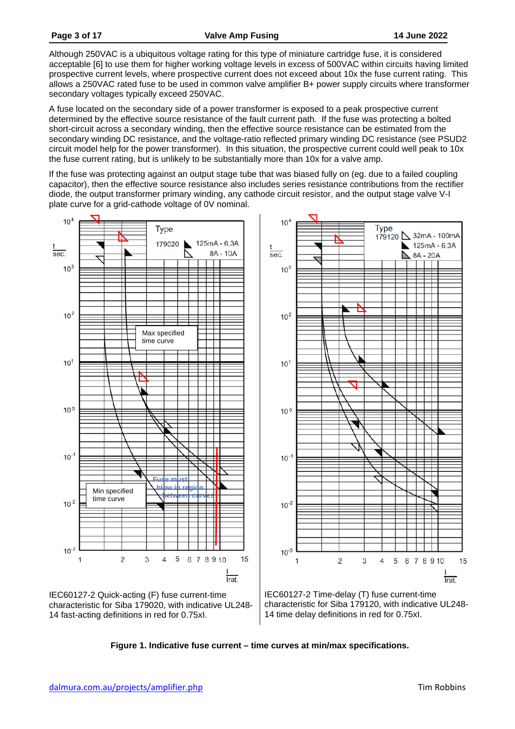Although 250VAC is a ubiquitous voltage rating for this type of miniature cartridge fuse, it is considered acceptable [6] to use them for higher working voltage levels in excess of 500VAC within circuits having limited prospective current levels, where prospective current does not exceed about 10x the fuse current rating. This allows a 250VAC rated fuse to be used in common valve amplifier B+ power supply circuits where transformer secondary voltages typically exceed 250VAC.

A fuse located on the secondary side of a power transformer is exposed to a peak prospective current determined by the effective source resistance of the fault current path. If the fuse was protecting a bolted short-circuit across a secondary winding, then the effective source resistance can be estimated from the secondary winding DC resistance, and the voltage-ratio reflected primary winding DC resistance (see PSUD2 circuit model help for the power transformer). In this situation, the prospective current could well peak to 10x the fuse current rating, but is unlikely to be substantially more than 10x for a valve amp.

If the fuse was protecting against an output stage tube that was biased fully on (eg. due to a failed coupling capacitor), then the effective source resistance also includes series resistance contributions from the rectifier diode, the output transformer primary winding, any cathode circuit resistor, and the output stage valve V-I plate curve for a grid-cathode voltage of 0V nominal.

IEC60127-2 Quick-acting (F) fuse current-time characteristic for Siba 179020, with indicative UL248-14 fast-acting definitions in red for 0.75xI.

IEC60127-2 Time-delay (T) fuse current-time characteristic for Siba 179120, with indicative UL248-14 time delay definitions in red for 0.75xI.

**Figure 1. Indicative fuse current – time curves at min/max specifications.**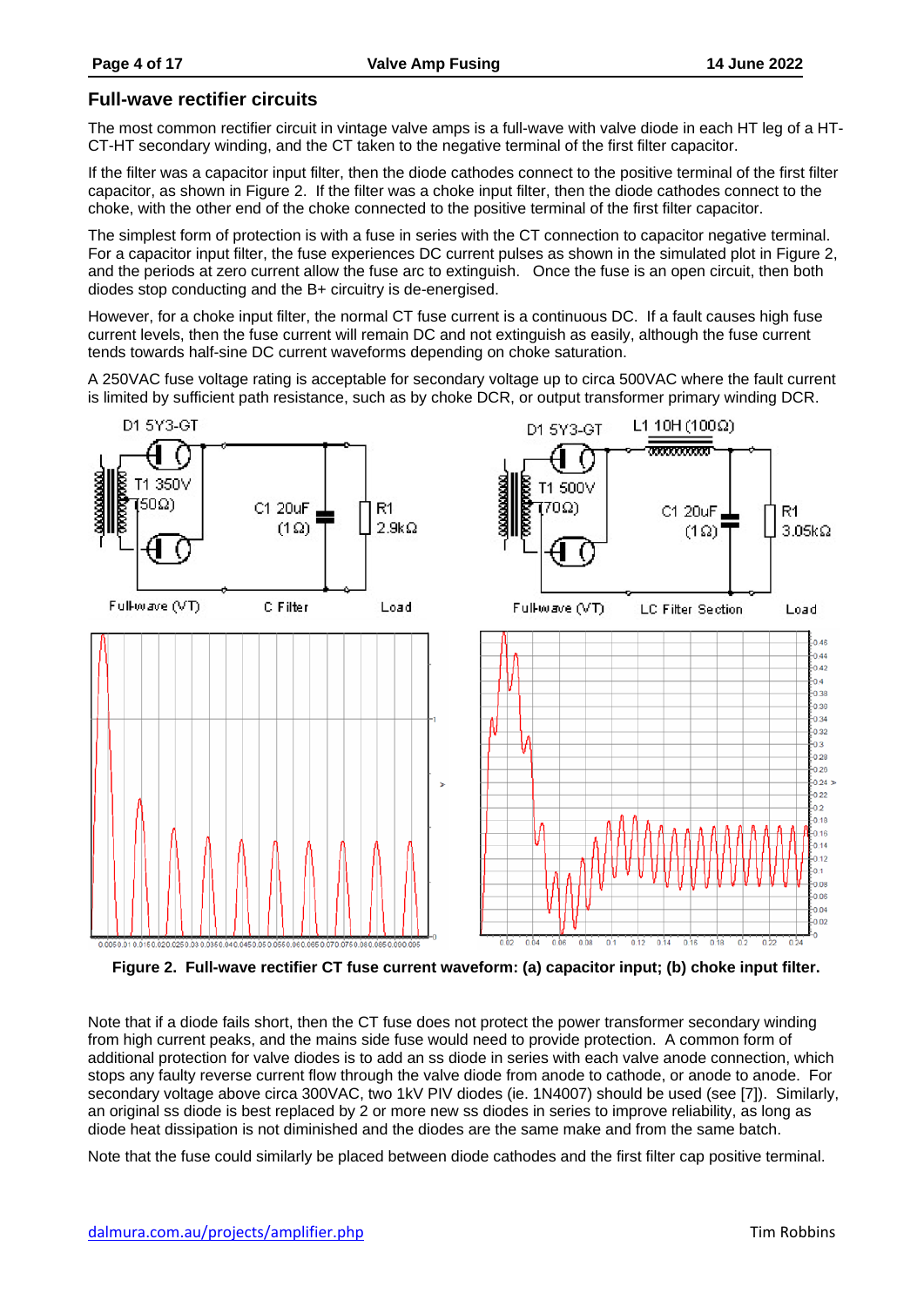## Full-wave rectifier circuits

The most common rectifier circuit in vintage valve amps is a full-wave with valve diode in each HT leg of a HT-CT-HT secondary winding, and the CT taken to the negative terminal of the first filter capacitor.

If the filter was a capacitor input filter, then the diode cathodes connect to the positive terminal of the first filter capacitor, as shown in Figure 2. If the filter was a choke input filter, then the diode cathodes connect to the choke, with the other end of the choke connected to the positive terminal of the first filter capacitor.

The simplest form of protection is with a fuse in series with the CT connection to capacitor negative terminal. For a capacitor input filter, the fuse experiences DC current pulses as shown in the simulated plot in Figure 2, and the periods at zero current allow the fuse arc to extinguish. Once the fuse is an open circuit, then both diodes stop conducting and the B+ circuitry is de-energised.

However, for a choke input filter, the normal CT fuse current is a continuous DC. If a fault causes high fuse current levels, then the fuse current will remain DC and not extinguish as easily, although the fuse current tends towards half-sine DC current waveforms depending on choke saturation.

A 250VAC fuse voltage rating is acceptable for secondary voltage up to circa 500VAC where the fault current is limited by sufficient path resistance, such as by choke DCR, or output transformer primary winding DCR.

**Figure 2. Full-wave rectifier CT fuse current waveform: (a) capacitor input; (b) choke input filter.**

Note that if a diode fails short, then the CT fuse does not protect the power transformer secondary winding from high current peaks, and the mains side fuse would need to provide protection. A common form of additional protection for valve diodes is to add an ss diode in series with each valve anode connection, which stops any faulty reverse current flow through the valve diode from anode to cathode, or anode to anode. For secondary voltage above circa 300VAC, two 1kV PIV diodes (ie. 1N4007) should be used (see [7]). Similarly, an original ss diode is best replaced by 2 or more new ss diodes in series to improve reliability, as long as diode heat dissipation is not diminished and the diodes are the same make and from the same batch.

Note that the fuse could similarly be placed between diode cathodes and the first filter cap positive terminal.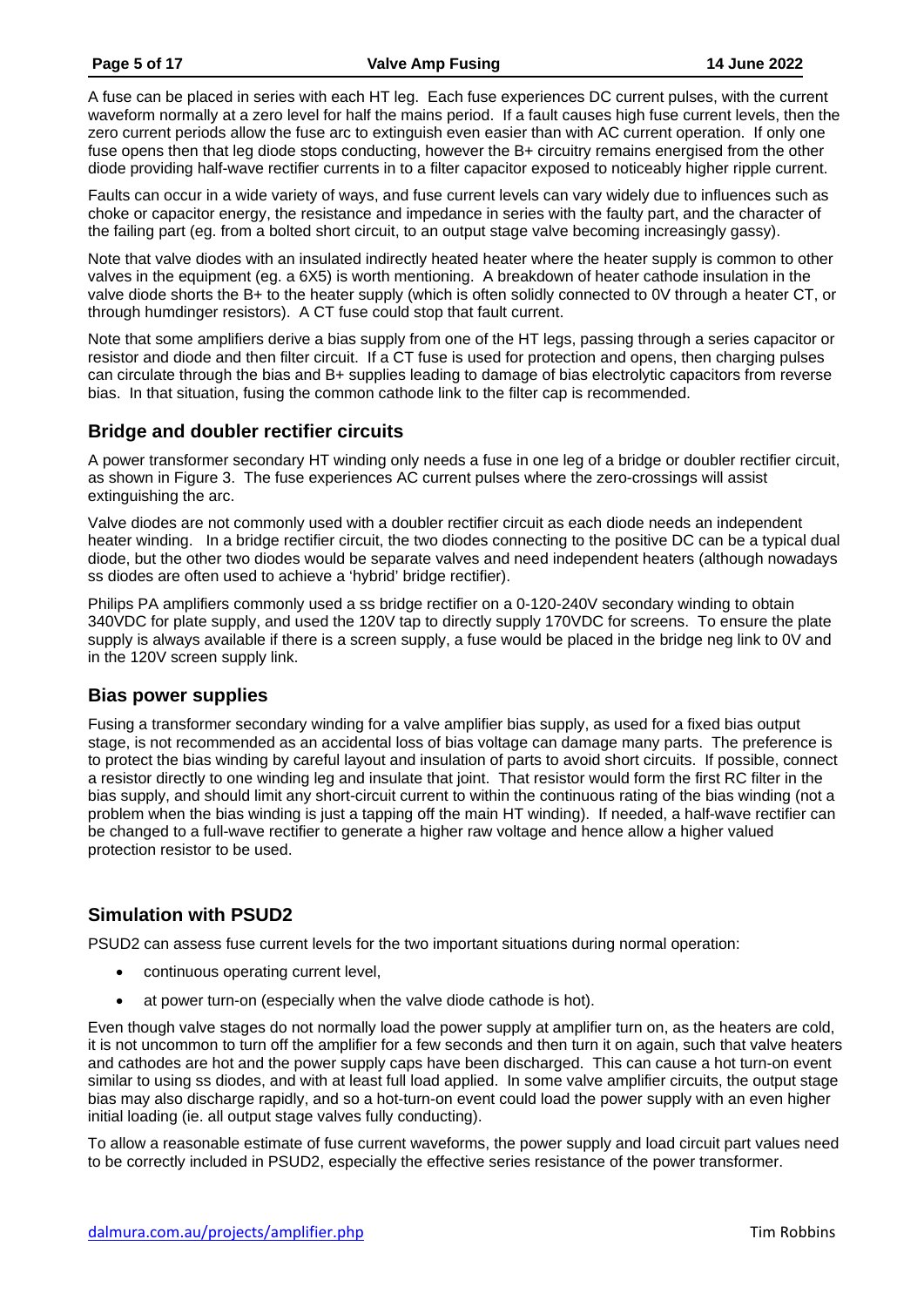A fuse can be placed in series with each HT leg. Each fuse experiences DC current pulses, with the current waveform normally at a zero level for half the mains period. If a fault causes high fuse current levels, then the zero current periods allow the fuse arc to extinguish even easier than with AC current operation. If only one fuse opens then that leg diode stops conducting, however the B+ circuitry remains energised from the other diode providing half-wave rectifier currents in to a filter capacitor exposed to noticeably higher ripple current.

Faults can occur in a wide variety of ways, and fuse current levels can vary widely due to influences such as choke or capacitor energy, the resistance and impedance in series with the faulty part, and the character of the failing part (eg. from a bolted short circuit, to an output stage valve becoming increasingly gassy).

Note that valve diodes with an insulated indirectly heated heater where the heater supply is common to other valves in the equipment (eg. a 6X5) is worth mentioning. A breakdown of heater cathode insulation in the valve diode shorts the B+ to the heater supply (which is often solidly connected to 0V through a heater CT, or through humdinger resistors). A CT fuse could stop that fault current.

Note that some amplifiers derive a bias supply from one of the HT legs, passing through a series capacitor or resistor and diode and then filter circuit. If a CT fuse is used for protection and opens, then charging pulses can circulate through the bias and B+ supplies leading to damage of bias electrolytic capacitors from reverse bias. In that situation, fusing the common cathode link to the filter cap is recommended.

## Bridge and doubler rectifier circuits

A power transformer secondary HT winding only needs a fuse in one leg of a bridge or doubler rectifier circuit, as shown in Figure 3. The fuse experiences AC current pulses where the zero-crossings will assist extinguishing the arc.

Valve diodes are not commonly used with a doubler rectifier circuit as each diode needs an independent heater winding. In a bridge rectifier circuit, the two diodes connecting to the positive DC can be a typical dual diode, but the other two diodes would be separate valves and need independent heaters (although nowadays ss diodes are often used to achieve a 'hybrid' bridge rectifier).

Philips PA amplifiers commonly used a ss bridge rectifier on a 0-120-240V secondary winding to obtain 340VDC for plate supply, and used the 120V tap to directly supply 170VDC for screens. To ensure the plate supply is always available if there is a screen supply, a fuse would be placed in the bridge neg link to 0V and in the 120V screen supply link.

## Bias power supplies

Fusing a transformer secondary winding for a valve amplifier bias supply, as used for a fixed bias output stage, is not recommended as an accidental loss of bias voltage can damage many parts. The preference is to protect the bias winding by careful layout and insulation of parts to avoid short circuits. If possible, connect a resistor directly to one winding leg and insulate that joint. That resistor would form the first RC filter in the bias supply, and should limit any short-circuit current to within the continuous rating of the bias winding (not a problem when the bias winding is just a tapping off the main HT winding). If needed, a half-wave rectifier can be changed to a full-wave rectifier to generate a higher raw voltage and hence allow a higher valued protection resistor to be used.

## Simulation with PSUD2

PSUD2 can assess fuse current levels for the two important situations during normal operation:

- continuous operating current level,
- at power turn-on (especially when the valve diode cathode is hot).

Even though valve stages do not normally load the power supply at amplifier turn on, as the heaters are cold, it is not uncommon to turn off the amplifier for a few seconds and then turn it on again, such that valve heaters and cathodes are hot and the power supply caps have been discharged. This can cause a hot turn-on event similar to using ss diodes, and with at least full load applied. In some valve amplifier circuits, the output stage bias may also discharge rapidly, and so a hot-turn-on event could load the power supply with an even higher initial loading (ie. all output stage valves fully conducting).

To allow a reasonable estimate of fuse current waveforms, the power supply and load circuit part values need to be correctly included in PSUD2, especially the effective series resistance of the power transformer.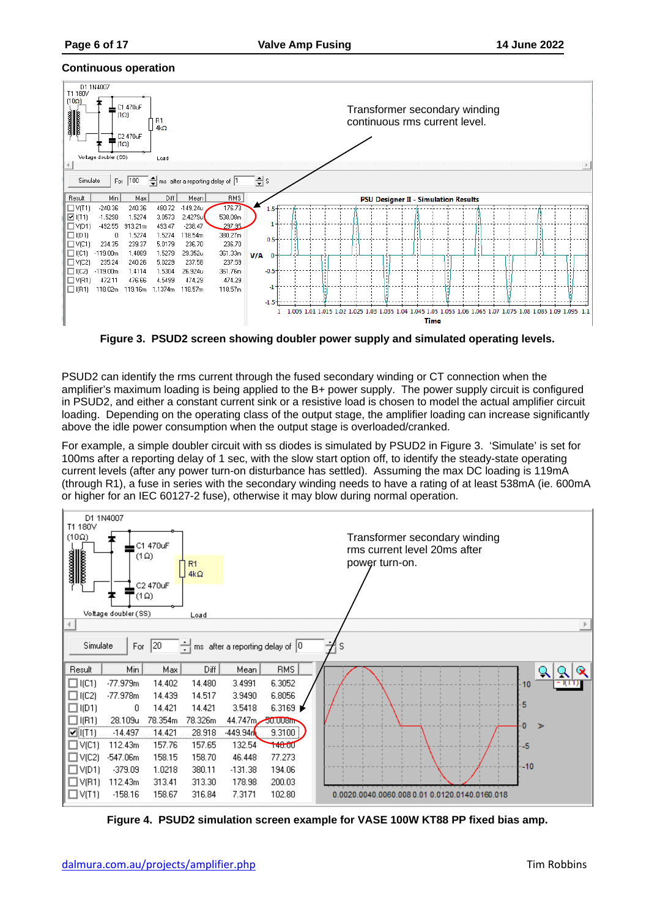### Continuous operation

**Figure 3. PSUD2 screen showing doubler power supply and simulated operating levels.**

PSUD2 can identify the rms current through the fused secondary winding or CT connection when the amplifier's maximum loading is being applied to the B+ power supply. The power supply circuit is configured in PSUD2, and either a constant current sink or a resistive load is chosen to model the actual amplifier circuit loading. Depending on the operating class of the output stage, the amplifier loading can increase significantly above the idle power consumption when the output stage is overloaded/cranked.

For example, a simple doubler circuit with ss diodes is simulated by PSUD2 in Figure 3. 'Simulate' is set for 100ms after a reporting delay of 1 sec, with the slow start option off, to identify the steady-state operating current levels (after any power turn-on disturbance has settled). Assuming the max DC loading is 119mA (through R1), a fuse in series with the secondary winding needs to have a rating of at least 538mA (ie. 600mA or higher for an IEC 60127-2 fuse), otherwise it may blow during normal operation.

**Figure 4. PSUD2 simulation screen example for VASE 100W KT88 PP fixed bias amp.**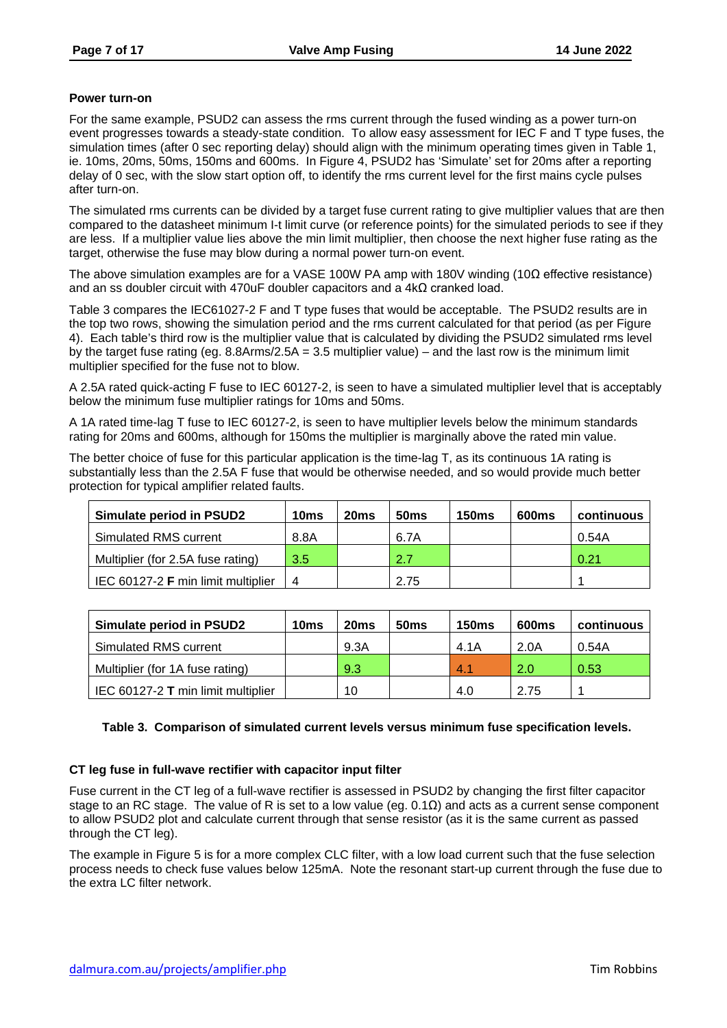**Power turn-on**

For the same example, PSUD2 can assess the rms current through the fused winding as a power turn-on event progresses towards a steady-state condition. To allow easy assessment for IEC F and T type fuses, the simulation times (after 0 sec reporting delay) should align with the minimum operating times given in Table 1, ie. 10ms, 20ms, 50ms, 150ms and 600ms. In Figure 4, PSUD2 has 'Simulate' set for 20ms after a reporting delay of 0 sec, with the slow start option off, to identify the rms current level for the first mains cycle pulses after turn-on.

The simulated rms currents can be divided by a target fuse current rating to give multiplier values that are then compared to the datasheet minimum I-t limit curve (or reference points) for the simulated periods to see if they are less. If a multiplier value lies above the min limit multiplier, then choose the next higher fuse rating as the target, otherwise the fuse may blow during a normal power turn-on event.

The above simulation examples are for a VASE 100W PA amp with 180V winding (10Ω effective resistance) and an ss doubler circuit with 470uF doubler capacitors and a 4kΩ cranked load.

Table 3 compares the IEC61027-2 F and T type fuses that would be acceptable. The PSUD2 results are in the top two rows, showing the simulation period and the rms current calculated for that period (as per Figure 4). Each table's third row is the multiplier value that is calculated by dividing the PSUD2 simulated rms level by the target fuse rating (eg. 8.8Arms/2.5A = 3.5 multiplier value) – and the last row is the minimum limit multiplier specified for the fuse not to blow.

A 2.5A rated quick-acting F fuse to IEC 60127-2, is seen to have a simulated multiplier level that is acceptably below the minimum fuse multiplier ratings for 10ms and 50ms.

A 1A rated time-lag T fuse to IEC 60127-2, is seen to have multiplier levels below the minimum standards rating for 20ms and 600ms, although for 150ms the multiplier is marginally above the rated min value.

The better choice of fuse for this particular application is the time-lag T, as its continuous 1A rating is substantially less than the 2.5A F fuse that would be otherwise needed, and so would provide much better protection for typical amplifier related faults.

| Simulate period in PSUD2 | 10ms | 20ms | 50ms | 150ms | 600ms | continuous |
|---|---|---|---|---|---|---|
| Simulated RMS current | 8.8A | | 6.7A | | | 0.54A |
| Multiplier (for 2.5A fuse rating) | 3.5 | | 2.7 | | | 0.21 |
| IEC 60127-2 **F** min limit multiplier | 4 | | 2.75 | | | 1 |

| Simulate period in PSUD2 | 10ms | 20ms | 50ms | 150ms | 600ms | continuous |
|---|---|---|---|---|---|---|
| Simulated RMS current | | 9.3A | | 4.1A | 2.0A | 0.54A |
| Multiplier (for 1A fuse rating) | | 9.3 | | 4.1 | 2.0 | 0.53 |
| IEC 60127-2 **T** min limit multiplier | | 10 | | 4.0 | 2.75 | 1 |

**Table 3. Comparison of simulated current levels versus minimum fuse specification levels.**

**CT leg fuse in full-wave rectifier with capacitor input filter**

Fuse current in the CT leg of a full-wave rectifier is assessed in PSUD2 by changing the first filter capacitor stage to an RC stage. The value of R is set to a low value (eg. 0.1Ω) and acts as a current sense component to allow PSUD2 plot and calculate current through that sense resistor (as it is the same current as passed through the CT leg).

The example in Figure 5 is for a more complex CLC filter, with a low load current such that the fuse selection process needs to check fuse values below 125mA. Note the resonant start-up current through the fuse due to the extra LC filter network.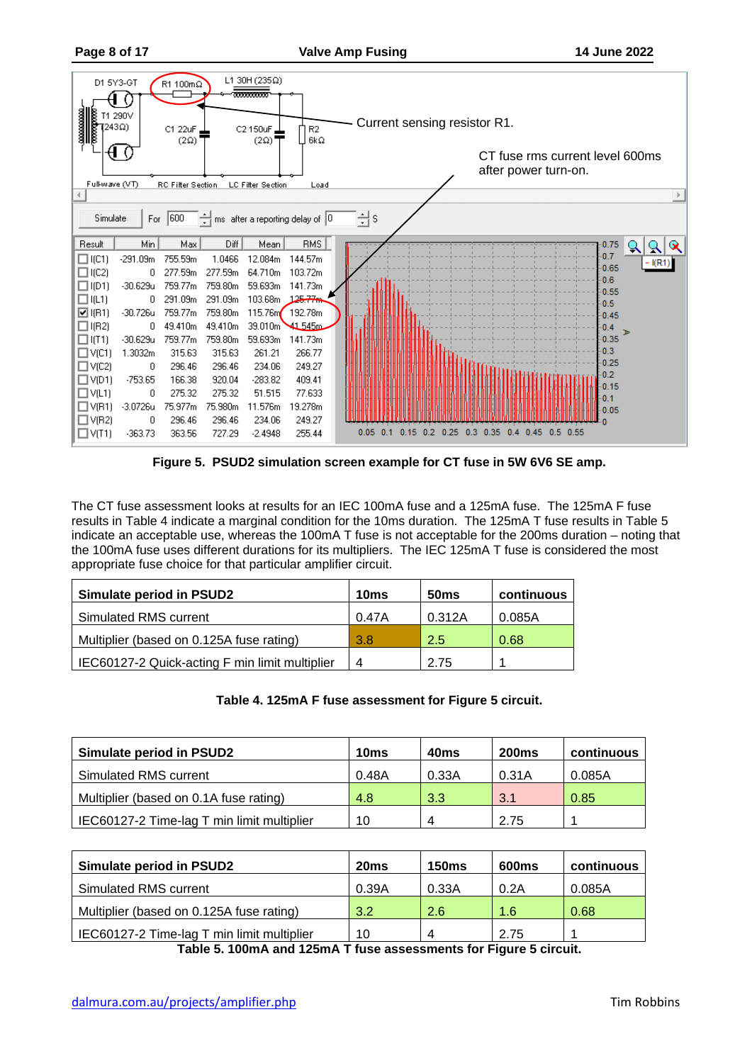**Figure 5. PSUD2 simulation screen example for CT fuse in 5W 6V6 SE amp.**

The CT fuse assessment looks at results for an IEC 100mA fuse and a 125mA fuse. The 125mA F fuse results in Table 4 indicate a marginal condition for the 10ms duration. The 125mA T fuse results in Table 5 indicate an acceptable use, whereas the 100mA T fuse is not acceptable for the 200ms duration – noting that the 100mA fuse uses different durations for its multipliers. The IEC 125mA T fuse is considered the most appropriate fuse choice for that particular amplifier circuit.

| Simulate period in PSUD2 | 10ms | 50ms | continuous |
|---|---|---|---|
| Simulated RMS current | 0.47A | 0.312A | 0.085A |
| Multiplier (based on 0.125A fuse rating) | 3.8 | 2.5 | 0.68 |
| IEC60127-2 Quick-acting F min limit multiplier | 4 | 2.75 | 1 |

**Table 4. 125mA F fuse assessment for Figure 5 circuit.**

| Simulate period in PSUD2 | 10ms | 40ms | 200ms | continuous |
|---|---|---|---|---|
| Simulated RMS current | 0.48A | 0.33A | 0.31A | 0.085A |
| Multiplier (based on 0.1A fuse rating) | 4.8 | 3.3 | 3.1 | 0.85 |
| IEC60127-2 Time-lag T min limit multiplier | 10 | 4 | 2.75 | 1 |

| Simulate period in PSUD2 | 20ms | 150ms | 600ms | continuous |
|---|---|---|---|---|
| Simulated RMS current | 0.39A | 0.33A | 0.2A | 0.085A |
| Multiplier (based on 0.125A fuse rating) | 3.2 | 2.6 | 1.6 | 0.68 |
| IEC60127-2 Time-lag T min limit multiplier | 10 | 4 | 2.75 | 1 |

**Table 5. 100mA and 125mA T fuse assessments for Figure 5 circuit.**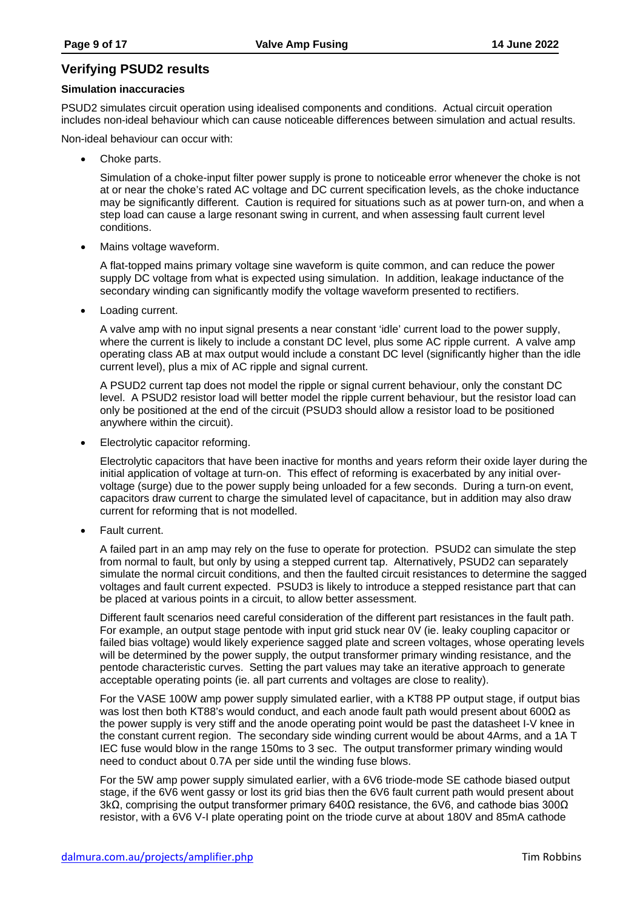## Verifying PSUD2 results

### Simulation inaccuracies

PSUD2 simulates circuit operation using idealised components and conditions. Actual circuit operation includes non-ideal behaviour which can cause noticeable differences between simulation and actual results.

Non-ideal behaviour can occur with:

- Choke parts.

  Simulation of a choke-input filter power supply is prone to noticeable error whenever the choke is not at or near the choke's rated AC voltage and DC current specification levels, as the choke inductance may be significantly different. Caution is required for situations such as at power turn-on, and when a step load can cause a large resonant swing in current, and when assessing fault current level conditions.

- Mains voltage waveform.

  A flat-topped mains primary voltage sine waveform is quite common, and can reduce the power supply DC voltage from what is expected using simulation. In addition, leakage inductance of the secondary winding can significantly modify the voltage waveform presented to rectifiers.

- Loading current.

  A valve amp with no input signal presents a near constant 'idle' current load to the power supply, where the current is likely to include a constant DC level, plus some AC ripple current. A valve amp operating class AB at max output would include a constant DC level (significantly higher than the idle current level), plus a mix of AC ripple and signal current.

  A PSUD2 current tap does not model the ripple or signal current behaviour, only the constant DC level. A PSUD2 resistor load will better model the ripple current behaviour, but the resistor load can only be positioned at the end of the circuit (PSUD3 should allow a resistor load to be positioned anywhere within the circuit).

- Electrolytic capacitor reforming.

  Electrolytic capacitors that have been inactive for months and years reform their oxide layer during the initial application of voltage at turn-on. This effect of reforming is exacerbated by any initial over-voltage (surge) due to the power supply being unloaded for a few seconds. During a turn-on event, capacitors draw current to charge the simulated level of capacitance, but in addition may also draw current for reforming that is not modelled.

- Fault current.

  A failed part in an amp may rely on the fuse to operate for protection. PSUD2 can simulate the step from normal to fault, but only by using a stepped current tap. Alternatively, PSUD2 can separately simulate the normal circuit conditions, and then the faulted circuit resistances to determine the sagged voltages and fault current expected. PSUD3 is likely to introduce a stepped resistance part that can be placed at various points in a circuit, to allow better assessment.

  Different fault scenarios need careful consideration of the different part resistances in the fault path. For example, an output stage pentode with input grid stuck near 0V (ie. leaky coupling capacitor or failed bias voltage) would likely experience sagged plate and screen voltages, whose operating levels will be determined by the power supply, the output transformer primary winding resistance, and the pentode characteristic curves. Setting the part values may take an iterative approach to generate acceptable operating points (ie. all part currents and voltages are close to reality).

  For the VASE 100W amp power supply simulated earlier, with a KT88 PP output stage, if output bias was lost then both KT88's would conduct, and each anode fault path would present about 600Ω as the power supply is very stiff and the anode operating point would be past the datasheet I-V knee in the constant current region. The secondary side winding current would be about 4Arms, and a 1A T IEC fuse would blow in the range 150ms to 3 sec. The output transformer primary winding would need to conduct about 0.7A per side until the winding fuse blows.

  For the 5W amp power supply simulated earlier, with a 6V6 triode-mode SE cathode biased output stage, if the 6V6 went gassy or lost its grid bias then the 6V6 fault current path would present about 3kΩ, comprising the output transformer primary 640Ω resistance, the 6V6, and cathode bias 300Ω resistor, with a 6V6 V-I plate operating point on the triode curve at about 180V and 85mA cathode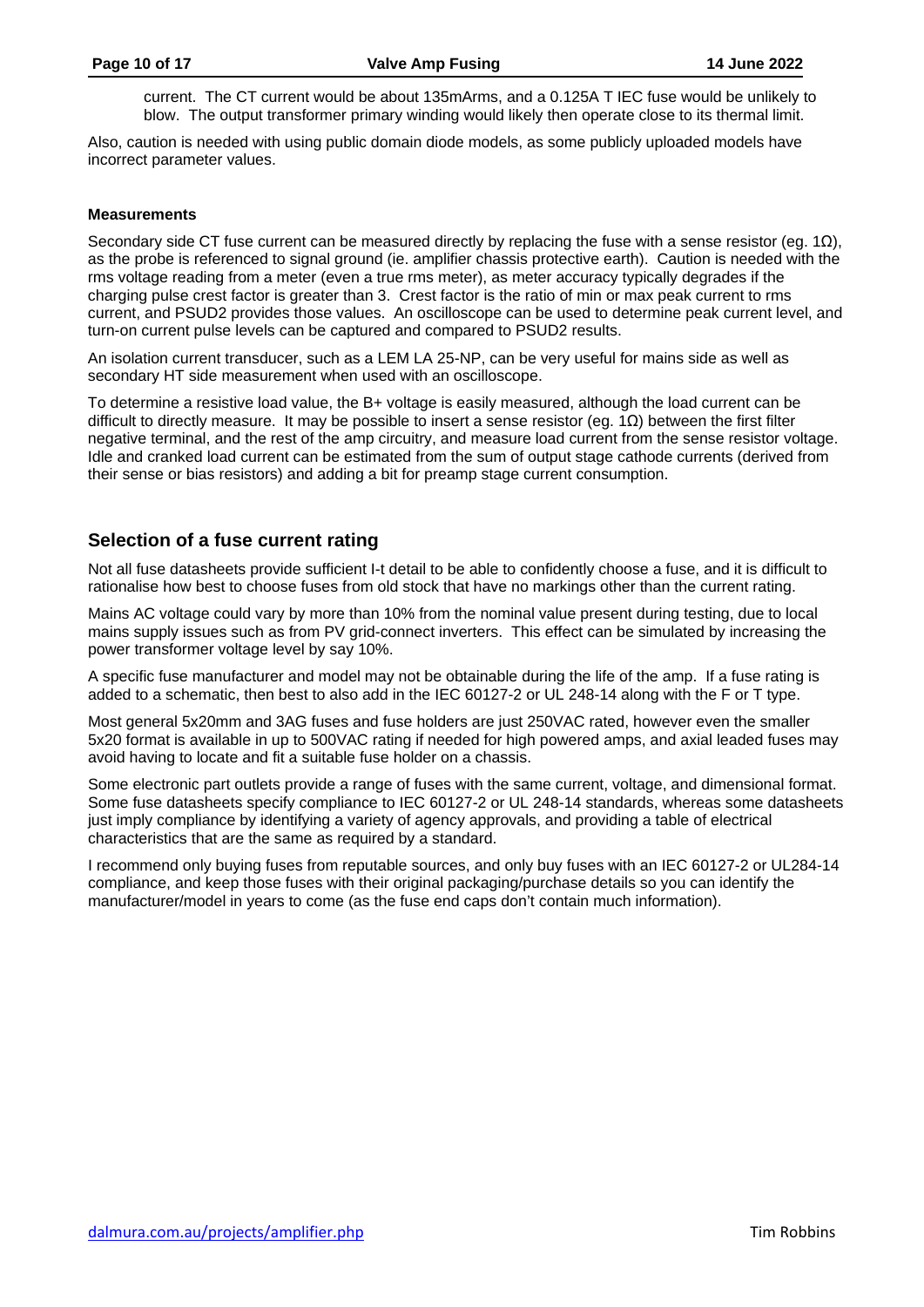current. The CT current would be about 135mArms, and a 0.125A T IEC fuse would be unlikely to blow. The output transformer primary winding would likely then operate close to its thermal limit.

Also, caution is needed with using public domain diode models, as some publicly uploaded models have incorrect parameter values.

**Measurements**

Secondary side CT fuse current can be measured directly by replacing the fuse with a sense resistor (eg. 1Ω), as the probe is referenced to signal ground (ie. amplifier chassis protective earth). Caution is needed with the rms voltage reading from a meter (even a true rms meter), as meter accuracy typically degrades if the charging pulse crest factor is greater than 3. Crest factor is the ratio of min or max peak current to rms current, and PSUD2 provides those values. An oscilloscope can be used to determine peak current level, and turn-on current pulse levels can be captured and compared to PSUD2 results.

An isolation current transducer, such as a LEM LA 25-NP, can be very useful for mains side as well as secondary HT side measurement when used with an oscilloscope.

To determine a resistive load value, the B+ voltage is easily measured, although the load current can be difficult to directly measure. It may be possible to insert a sense resistor (eg. 1Ω) between the first filter negative terminal, and the rest of the amp circuitry, and measure load current from the sense resistor voltage. Idle and cranked load current can be estimated from the sum of output stage cathode currents (derived from their sense or bias resistors) and adding a bit for preamp stage current consumption.

## Selection of a fuse current rating

Not all fuse datasheets provide sufficient I-t detail to be able to confidently choose a fuse, and it is difficult to rationalise how best to choose fuses from old stock that have no markings other than the current rating.

Mains AC voltage could vary by more than 10% from the nominal value present during testing, due to local mains supply issues such as from PV grid-connect inverters. This effect can be simulated by increasing the power transformer voltage level by say 10%.

A specific fuse manufacturer and model may not be obtainable during the life of the amp. If a fuse rating is added to a schematic, then best to also add in the IEC 60127-2 or UL 248-14 along with the F or T type.

Most general 5x20mm and 3AG fuses and fuse holders are just 250VAC rated, however even the smaller 5x20 format is available in up to 500VAC rating if needed for high powered amps, and axial leaded fuses may avoid having to locate and fit a suitable fuse holder on a chassis.

Some electronic part outlets provide a range of fuses with the same current, voltage, and dimensional format. Some fuse datasheets specify compliance to IEC 60127-2 or UL 248-14 standards, whereas some datasheets just imply compliance by identifying a variety of agency approvals, and providing a table of electrical characteristics that are the same as required by a standard.

I recommend only buying fuses from reputable sources, and only buy fuses with an IEC 60127-2 or UL284-14 compliance, and keep those fuses with their original packaging/purchase details so you can identify the manufacturer/model in years to come (as the fuse end caps don't contain much information).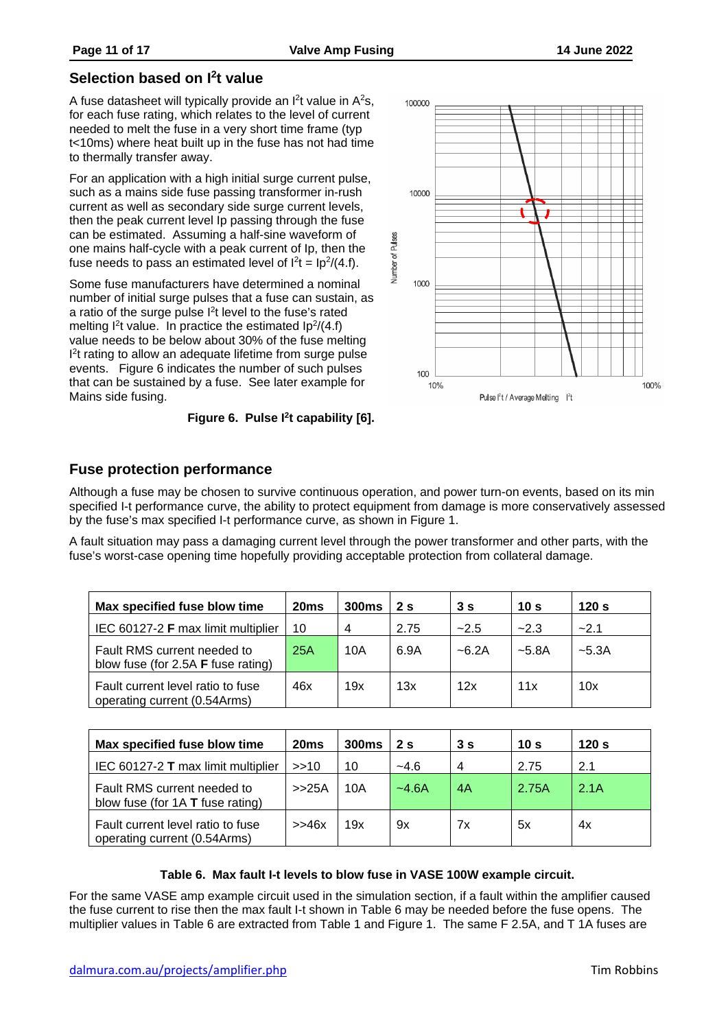## Selection based on $I^2t$ value

A fuse datasheet will typically provide an $I^2t$ value in $A^2s$, for each fuse rating, which relates to the level of current needed to melt the fuse in a very short time frame (typ t<10ms) where heat built up in the fuse has not had time to thermally transfer away.

For an application with a high initial surge current pulse, such as a mains side fuse passing transformer in-rush current as well as secondary side surge current levels, then the peak current level Ip passing through the fuse can be estimated. Assuming a half-sine waveform of one mains half-cycle with a peak current of Ip, then the fuse needs to pass an estimated level of $I^2t = Ip^2/(4.f)$.

Some fuse manufacturers have determined a nominal number of initial surge pulses that a fuse can sustain, as a ratio of the surge pulse $I^2t$ level to the fuse's rated melting $I^2t$ value. In practice the estimated $Ip^2/(4.f)$ value needs to be below about 30% of the fuse melting $I^2t$ rating to allow an adequate lifetime from surge pulse events. Figure 6 indicates the number of such pulses that can be sustained by a fuse. See later example for Mains side fusing.

**Figure 6. Pulse $I^2t$ capability [6].**

## Fuse protection performance

Although a fuse may be chosen to survive continuous operation, and power turn-on events, based on its min specified I-t performance curve, the ability to protect equipment from damage is more conservatively assessed by the fuse's max specified I-t performance curve, as shown in Figure 1.

A fault situation may pass a damaging current level through the power transformer and other parts, with the fuse's worst-case opening time hopefully providing acceptable protection from collateral damage.

| Max specified fuse blow time | 20ms | 300ms | 2 s | 3 s | 10 s | 120 s |
|---|---|---|---|---|---|---|
| IEC 60127-2 **F** max limit multiplier | 10 | 4 | 2.75 | ~2.5 | ~2.3 | ~2.1 |
| Fault RMS current needed to blow fuse (for 2.5A **F** fuse rating) | 25A | 10A | 6.9A | ~6.2A | ~5.8A | ~5.3A |
| Fault current level ratio to fuse operating current (0.54Arms) | 46x | 19x | 13x | 12x | 11x | 10x |

| Max specified fuse blow time | 20ms | 300ms | 2 s | 3 s | 10 s | 120 s |
|---|---|---|---|---|---|---|
| IEC 60127-2 **T** max limit multiplier | >>10 | 10 | ~4.6 | 4 | 2.75 | 2.1 |
| Fault RMS current needed to blow fuse (for 1A **T** fuse rating) | >>25A | 10A | ~4.6A | 4A | 2.75A | 2.1A |
| Fault current level ratio to fuse operating current (0.54Arms) | >>46x | 19x | 9x | 7x | 5x | 4x |

**Table 6. Max fault I-t levels to blow fuse in VASE 100W example circuit.**

For the same VASE amp example circuit used in the simulation section, if a fault within the amplifier caused the fuse current to rise then the max fault I-t shown in Table 6 may be needed before the fuse opens. The multiplier values in Table 6 are extracted from Table 1 and Figure 1. The same F 2.5A, and T 1A fuses are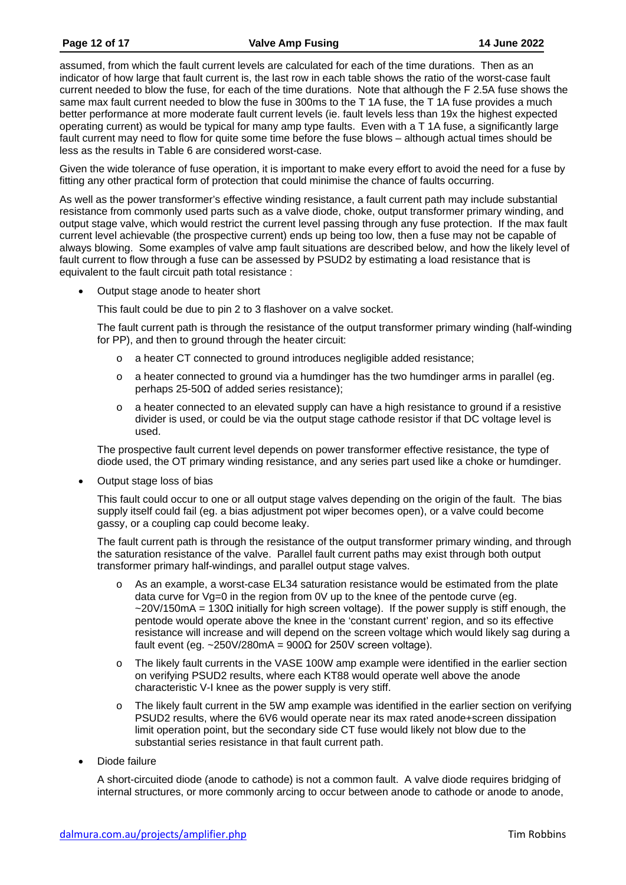assumed, from which the fault current levels are calculated for each of the time durations. Then as an indicator of how large that fault current is, the last row in each table shows the ratio of the worst-case fault current needed to blow the fuse, for each of the time durations. Note that although the F 2.5A fuse shows the same max fault current needed to blow the fuse in 300ms to the T 1A fuse, the T 1A fuse provides a much better performance at more moderate fault current levels (ie. fault levels less than 19x the highest expected operating current) as would be typical for many amp type faults. Even with a T 1A fuse, a significantly large fault current may need to flow for quite some time before the fuse blows – although actual times should be less as the results in Table 6 are considered worst-case.

Given the wide tolerance of fuse operation, it is important to make every effort to avoid the need for a fuse by fitting any other practical form of protection that could minimise the chance of faults occurring.

As well as the power transformer's effective winding resistance, a fault current path may include substantial resistance from commonly used parts such as a valve diode, choke, output transformer primary winding, and output stage valve, which would restrict the current level passing through any fuse protection. If the max fault current level achievable (the prospective current) ends up being too low, then a fuse may not be capable of always blowing. Some examples of valve amp fault situations are described below, and how the likely level of fault current to flow through a fuse can be assessed by PSUD2 by estimating a load resistance that is equivalent to the fault circuit path total resistance :

- Output stage anode to heater short

  This fault could be due to pin 2 to 3 flashover on a valve socket.

  The fault current path is through the resistance of the output transformer primary winding (half-winding for PP), and then to ground through the heater circuit:

  - a heater CT connected to ground introduces negligible added resistance;
  - a heater connected to ground via a humdinger has the two humdinger arms in parallel (eg. perhaps 25-50Ω of added series resistance);
  - a heater connected to an elevated supply can have a high resistance to ground if a resistive divider is used, or could be via the output stage cathode resistor if that DC voltage level is used.

  The prospective fault current level depends on power transformer effective resistance, the type of diode used, the OT primary winding resistance, and any series part used like a choke or humdinger.

- Output stage loss of bias

  This fault could occur to one or all output stage valves depending on the origin of the fault. The bias supply itself could fail (eg. a bias adjustment pot wiper becomes open), or a valve could become gassy, or a coupling cap could become leaky.

  The fault current path is through the resistance of the output transformer primary winding, and through the saturation resistance of the valve. Parallel fault current paths may exist through both output transformer primary half-windings, and parallel output stage valves.

  - As an example, a worst-case EL34 saturation resistance would be estimated from the plate data curve for Vg=0 in the region from 0V up to the knee of the pentode curve (eg. ~20V/150mA = 130Ω initially for high screen voltage). If the power supply is stiff enough, the pentode would operate above the knee in the 'constant current' region, and so its effective resistance will increase and will depend on the screen voltage which would likely sag during a fault event (eg. ~250V/280mA = 900Ω for 250V screen voltage).
  - The likely fault currents in the VASE 100W amp example were identified in the earlier section on verifying PSUD2 results, where each KT88 would operate well above the anode characteristic V-I knee as the power supply is very stiff.
  - The likely fault current in the 5W amp example was identified in the earlier section on verifying PSUD2 results, where the 6V6 would operate near its max rated anode+screen dissipation limit operation point, but the secondary side CT fuse would likely not blow due to the substantial series resistance in that fault current path.

- Diode failure

  A short-circuited diode (anode to cathode) is not a common fault. A valve diode requires bridging of internal structures, or more commonly arcing to occur between anode to cathode or anode to anode,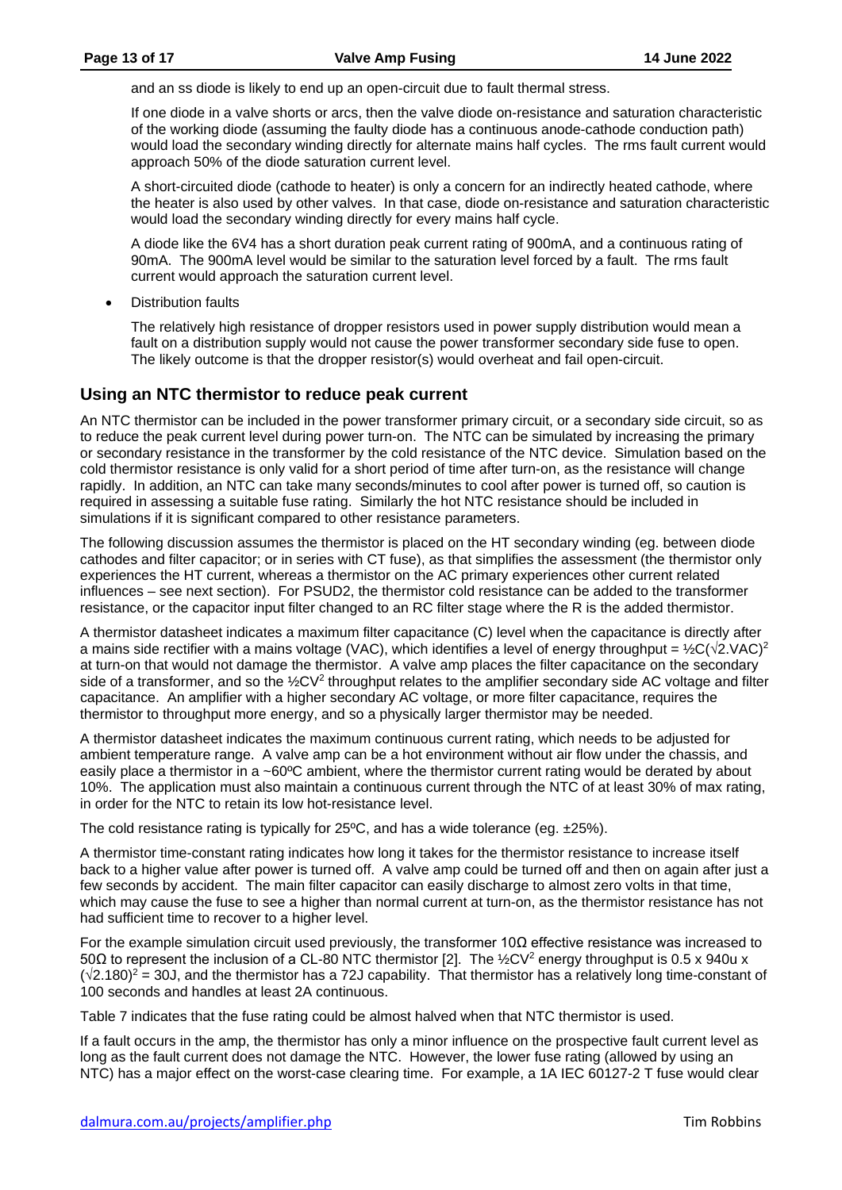and an ss diode is likely to end up an open-circuit due to fault thermal stress.

If one diode in a valve shorts or arcs, then the valve diode on-resistance and saturation characteristic of the working diode (assuming the faulty diode has a continuous anode-cathode conduction path) would load the secondary winding directly for alternate mains half cycles. The rms fault current would approach 50% of the diode saturation current level.

A short-circuited diode (cathode to heater) is only a concern for an indirectly heated cathode, where the heater is also used by other valves. In that case, diode on-resistance and saturation characteristic would load the secondary winding directly for every mains half cycle.

A diode like the 6V4 has a short duration peak current rating of 900mA, and a continuous rating of 90mA. The 900mA level would be similar to the saturation level forced by a fault. The rms fault current would approach the saturation current level.

- Distribution faults

  The relatively high resistance of dropper resistors used in power supply distribution would mean a fault on a distribution supply would not cause the power transformer secondary side fuse to open. The likely outcome is that the dropper resistor(s) would overheat and fail open-circuit.

## Using an NTC thermistor to reduce peak current

An NTC thermistor can be included in the power transformer primary circuit, or a secondary side circuit, so as to reduce the peak current level during power turn-on. The NTC can be simulated by increasing the primary or secondary resistance in the transformer by the cold resistance of the NTC device. Simulation based on the cold thermistor resistance is only valid for a short period of time after turn-on, as the resistance will change rapidly. In addition, an NTC can take many seconds/minutes to cool after power is turned off, so caution is required in assessing a suitable fuse rating. Similarly the hot NTC resistance should be included in simulations if it is significant compared to other resistance parameters.

The following discussion assumes the thermistor is placed on the HT secondary winding (eg. between diode cathodes and filter capacitor; or in series with CT fuse), as that simplifies the assessment (the thermistor only experiences the HT current, whereas a thermistor on the AC primary experiences other current related influences – see next section). For PSUD2, the thermistor cold resistance can be added to the transformer resistance, or the capacitor input filter changed to an RC filter stage where the R is the added thermistor.

A thermistor datasheet indicates a maximum filter capacitance (C) level when the capacitance is directly after a mains side rectifier with a mains voltage (VAC), which identifies a level of energy throughput = $\frac{1}{2}C(\sqrt{2}.VAC)^2$ at turn-on that would not damage the thermistor. A valve amp places the filter capacitance on the secondary side of a transformer, and so the $\frac{1}{2}CV^2$ throughput relates to the amplifier secondary side AC voltage and filter capacitance. An amplifier with a higher secondary AC voltage, or more filter capacitance, requires the thermistor to throughput more energy, and so a physically larger thermistor may be needed.

A thermistor datasheet indicates the maximum continuous current rating, which needs to be adjusted for ambient temperature range. A valve amp can be a hot environment without air flow under the chassis, and easily place a thermistor in a ~60ºC ambient, where the thermistor current rating would be derated by about 10%. The application must also maintain a continuous current through the NTC of at least 30% of max rating, in order for the NTC to retain its low hot-resistance level.

The cold resistance rating is typically for 25ºC, and has a wide tolerance (eg. ±25%).

A thermistor time-constant rating indicates how long it takes for the thermistor resistance to increase itself back to a higher value after power is turned off. A valve amp could be turned off and then on again after just a few seconds by accident. The main filter capacitor can easily discharge to almost zero volts in that time, which may cause the fuse to see a higher than normal current at turn-on, as the thermistor resistance has not had sufficient time to recover to a higher level.

For the example simulation circuit used previously, the transformer 10Ω effective resistance was increased to 50Ω to represent the inclusion of a CL-80 NTC thermistor [2]. The $\frac{1}{2}CV^2$ energy throughput is 0.5 x 940u x $(\sqrt{2}.180)^2$ = 30J, and the thermistor has a 72J capability. That thermistor has a relatively long time-constant of 100 seconds and handles at least 2A continuous.

Table 7 indicates that the fuse rating could be almost halved when that NTC thermistor is used.

If a fault occurs in the amp, the thermistor has only a minor influence on the prospective fault current level as long as the fault current does not damage the NTC. However, the lower fuse rating (allowed by using an NTC) has a major effect on the worst-case clearing time. For example, a 1A IEC 60127-2 T fuse would clear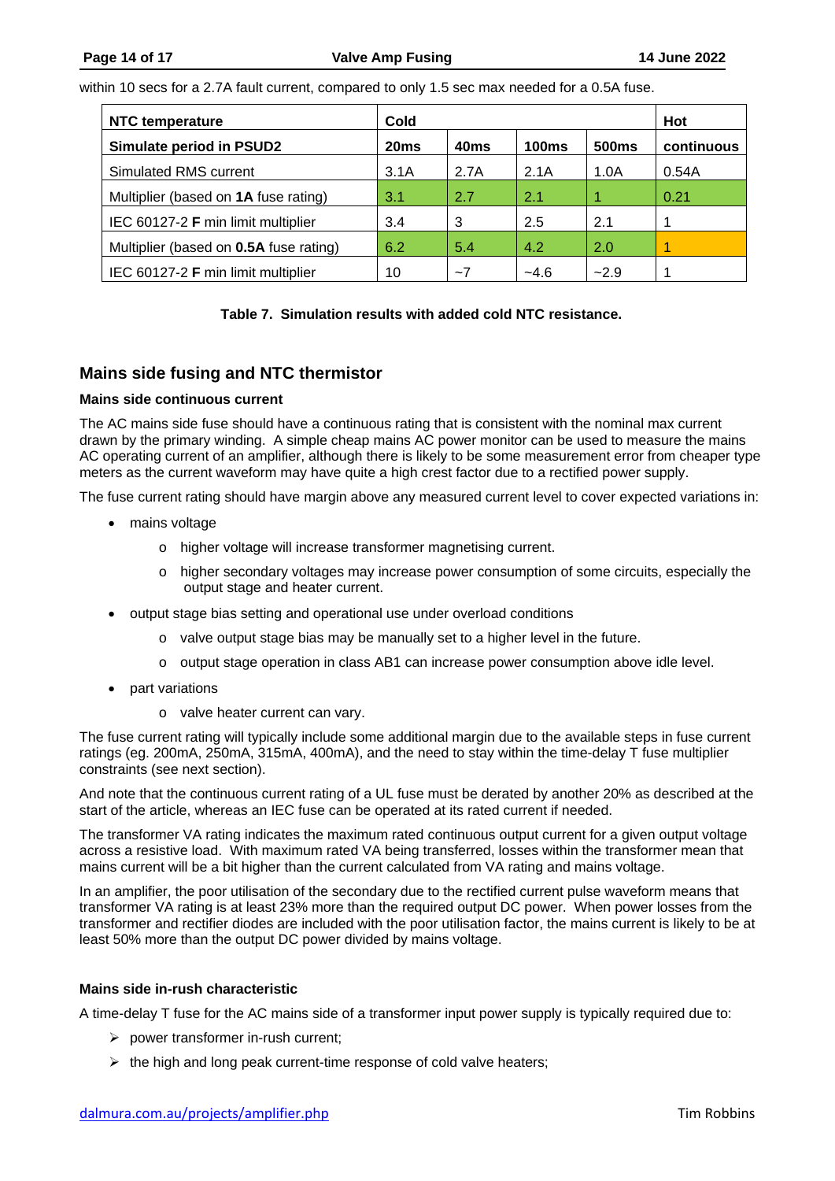within 10 secs for a 2.7A fault current, compared to only 1.5 sec max needed for a 0.5A fuse.

| NTC temperature | Cold | | | | Hot |
|---|---|---|---|---|---|
| **Simulate period in PSUD2** | **20ms** | **40ms** | **100ms** | **500ms** | **continuous** |
| Simulated RMS current | 3.1A | 2.7A | 2.1A | 1.0A | 0.54A |
| Multiplier (based on **1A** fuse rating) | 3.1 | 2.7 | 2.1 | 1 | 0.21 |
| IEC 60127-2 **F** min limit multiplier | 3.4 | 3 | 2.5 | 2.1 | 1 |
| Multiplier (based on **0.5A** fuse rating) | 6.2 | 5.4 | 4.2 | 2.0 | 1 |
| IEC 60127-2 **F** min limit multiplier | 10 | ~7 | ~4.6 | ~2.9 | 1 |

**Table 7. Simulation results with added cold NTC resistance.**

## Mains side fusing and NTC thermistor

### Mains side continuous current

The AC mains side fuse should have a continuous rating that is consistent with the nominal max current drawn by the primary winding. A simple cheap mains AC power monitor can be used to measure the mains AC operating current of an amplifier, although there is likely to be some measurement error from cheaper type meters as the current waveform may have quite a high crest factor due to a rectified power supply.

The fuse current rating should have margin above any measured current level to cover expected variations in:

- mains voltage
  - higher voltage will increase transformer magnetising current.
  - higher secondary voltages may increase power consumption of some circuits, especially the output stage and heater current.
- output stage bias setting and operational use under overload conditions
  - valve output stage bias may be manually set to a higher level in the future.
  - output stage operation in class AB1 can increase power consumption above idle level.
- part variations
  - valve heater current can vary.

The fuse current rating will typically include some additional margin due to the available steps in fuse current ratings (eg. 200mA, 250mA, 315mA, 400mA), and the need to stay within the time-delay T fuse multiplier constraints (see next section).

And note that the continuous current rating of a UL fuse must be derated by another 20% as described at the start of the article, whereas an IEC fuse can be operated at its rated current if needed.

The transformer VA rating indicates the maximum rated continuous output current for a given output voltage across a resistive load. With maximum rated VA being transferred, losses within the transformer mean that mains current will be a bit higher than the current calculated from VA rating and mains voltage.

In an amplifier, the poor utilisation of the secondary due to the rectified current pulse waveform means that transformer VA rating is at least 23% more than the required output DC power. When power losses from the transformer and rectifier diodes are included with the poor utilisation factor, the mains current is likely to be at least 50% more than the output DC power divided by mains voltage.

### Mains side in-rush characteristic

A time-delay T fuse for the AC mains side of a transformer input power supply is typically required due to:

- power transformer in-rush current;
- the high and long peak current-time response of cold valve heaters;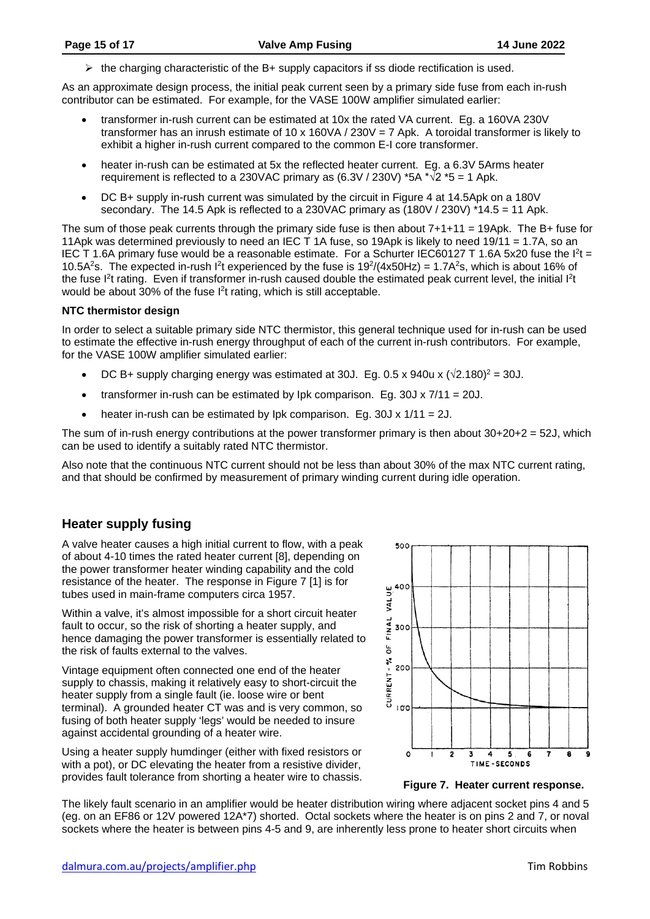- ➢ the charging characteristic of the B+ supply capacitors if ss diode rectification is used.

As an approximate design process, the initial peak current seen by a primary side fuse from each in-rush contributor can be estimated. For example, for the VASE 100W amplifier simulated earlier:

- transformer in-rush current can be estimated at 10x the rated VA current. Eg. a 160VA 230V transformer has an inrush estimate of 10 x 160VA / 230V = 7 Apk. A toroidal transformer is likely to exhibit a higher in-rush current compared to the common E-I core transformer.
- heater in-rush can be estimated at 5x the reflected heater current. Eg. a 6.3V 5Arms heater requirement is reflected to a 230VAC primary as (6.3V / 230V) *5A *$\sqrt{2}$ *5 = 1 Apk.
- DC B+ supply in-rush current was simulated by the circuit in Figure 4 at 14.5Apk on a 180V secondary. The 14.5 Apk is reflected to a 230VAC primary as (180V / 230V) *14.5 = 11 Apk.

The sum of those peak currents through the primary side fuse is then about 7+1+11 = 19Apk. The B+ fuse for 11Apk was determined previously to need an IEC T 1A fuse, so 19Apk is likely to need 19/11 = 1.7A, so an IEC T 1.6A primary fuse would be a reasonable estimate. For a Schurter IEC60127 T 1.6A 5x20 fuse the $I^2t$ = 10.5$A^2$s. The expected in-rush $I^2t$ experienced by the fuse is $19^2/(4x50Hz)$ = 1.7$A^2$s, which is about 16% of the fuse $I^2t$ rating. Even if transformer in-rush caused double the estimated peak current level, the initial $I^2t$ would be about 30% of the fuse $I^2t$ rating, which is still acceptable.

**NTC thermistor design**

In order to select a suitable primary side NTC thermistor, this general technique used for in-rush can be used to estimate the effective in-rush energy throughput of each of the current in-rush contributors. For example, for the VASE 100W amplifier simulated earlier:

- DC B+ supply charging energy was estimated at 30J. Eg. 0.5 x 940u x $(\sqrt{2}.180)^2$ = 30J.
- transformer in-rush can be estimated by Ipk comparison. Eg. 30J x 7/11 = 20J.
- heater in-rush can be estimated by Ipk comparison. Eg. 30J x 1/11 = 2J.

The sum of in-rush energy contributions at the power transformer primary is then about 30+20+2 = 52J, which can be used to identify a suitably rated NTC thermistor.

Also note that the continuous NTC current should not be less than about 30% of the max NTC current rating, and that should be confirmed by measurement of primary winding current during idle operation.

## Heater supply fusing

A valve heater causes a high initial current to flow, with a peak of about 4-10 times the rated heater current [8], depending on the power transformer heater winding capability and the cold resistance of the heater. The response in Figure 7 [1] is for tubes used in main-frame computers circa 1957.

Within a valve, it's almost impossible for a short circuit heater fault to occur, so the risk of shorting a heater supply, and hence damaging the power transformer is essentially related to the risk of faults external to the valves.

Vintage equipment often connected one end of the heater supply to chassis, making it relatively easy to short-circuit the heater supply from a single fault (ie. loose wire or bent terminal). A grounded heater CT was and is very common, so fusing of both heater supply 'legs' would be needed to insure against accidental grounding of a heater wire.

Using a heater supply humdinger (either with fixed resistors or with a pot), or DC elevating the heater from a resistive divider, provides fault tolerance from shorting a heater wire to chassis.

**Figure 7. Heater current response.**

The likely fault scenario in an amplifier would be heater distribution wiring where adjacent socket pins 4 and 5 (eg. on an EF86 or 12V powered 12A*7) shorted. Octal sockets where the heater is on pins 2 and 7, or noval sockets where the heater is between pins 4-5 and 9, are inherently less prone to heater short circuits when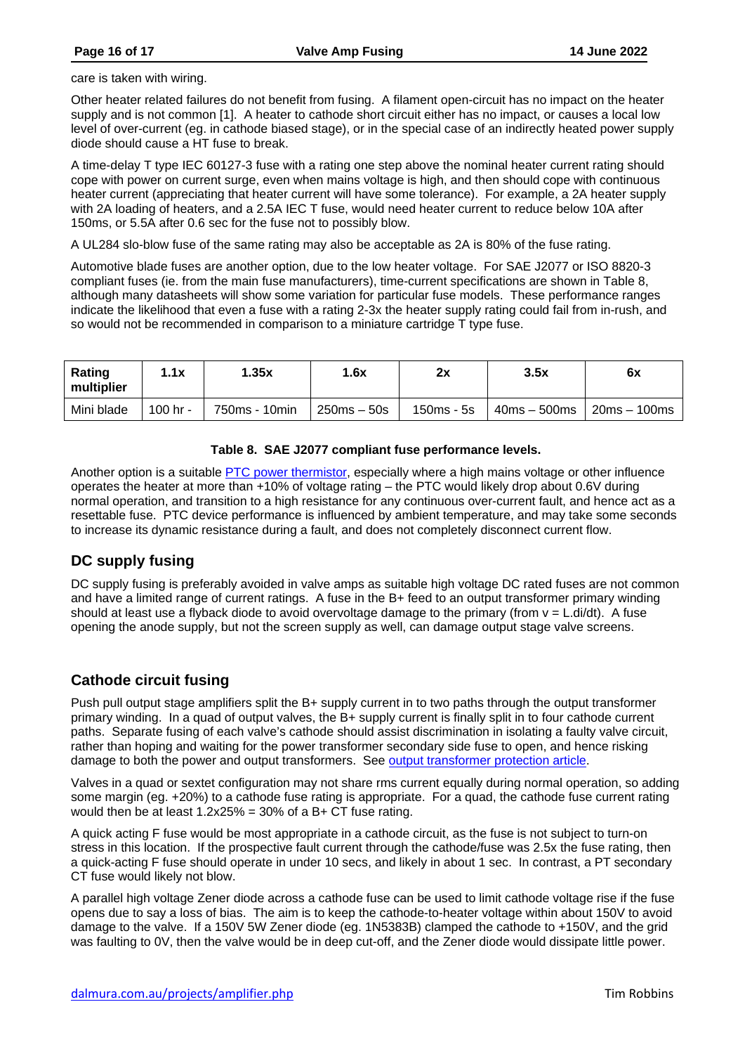care is taken with wiring.

Other heater related failures do not benefit from fusing. A filament open-circuit has no impact on the heater supply and is not common [1]. A heater to cathode short circuit either has no impact, or causes a local low level of over-current (eg. in cathode biased stage), or in the special case of an indirectly heated power supply diode should cause a HT fuse to break.

A time-delay T type IEC 60127-3 fuse with a rating one step above the nominal heater current rating should cope with power on current surge, even when mains voltage is high, and then should cope with continuous heater current (appreciating that heater current will have some tolerance). For example, a 2A heater supply with 2A loading of heaters, and a 2.5A IEC T fuse, would need heater current to reduce below 10A after 150ms, or 5.5A after 0.6 sec for the fuse not to possibly blow.

A UL284 slo-blow fuse of the same rating may also be acceptable as 2A is 80% of the fuse rating.

Automotive blade fuses are another option, due to the low heater voltage. For SAE J2077 or ISO 8820-3 compliant fuses (ie. from the main fuse manufacturers), time-current specifications are shown in Table 8, although many datasheets will show some variation for particular fuse models. These performance ranges indicate the likelihood that even a fuse with a rating 2-3x the heater supply rating could fail from in-rush, and so would not be recommended in comparison to a miniature cartridge T type fuse.

| Rating multiplier | 1.1x | 1.35x | 1.6x | 2x | 3.5x | 6x |
|---|---|---|---|---|---|---|
| Mini blade | 100 hr - | 750ms - 10min | 250ms – 50s | 150ms - 5s | 40ms – 500ms | 20ms – 100ms |

**Table 8. SAE J2077 compliant fuse performance levels.**

Another option is a suitable PTC power thermistor, especially where a high mains voltage or other influence operates the heater at more than +10% of voltage rating – the PTC would likely drop about 0.6V during normal operation, and transition to a high resistance for any continuous over-current fault, and hence act as a resettable fuse. PTC device performance is influenced by ambient temperature, and may take some seconds to increase its dynamic resistance during a fault, and does not completely disconnect current flow.

## DC supply fusing

DC supply fusing is preferably avoided in valve amps as suitable high voltage DC rated fuses are not common and have a limited range of current ratings. A fuse in the B+ feed to an output transformer primary winding should at least use a flyback diode to avoid overvoltage damage to the primary (from $v = L.di/dt$). A fuse opening the anode supply, but not the screen supply as well, can damage output stage valve screens.

## Cathode circuit fusing

Push pull output stage amplifiers split the B+ supply current in to two paths through the output transformer primary winding. In a quad of output valves, the B+ supply current is finally split in to four cathode current paths. Separate fusing of each valve's cathode should assist discrimination in isolating a faulty valve circuit, rather than hoping and waiting for the power transformer secondary side fuse to open, and hence risking damage to both the power and output transformers. See output transformer protection article.

Valves in a quad or sextet configuration may not share rms current equally during normal operation, so adding some margin (eg. +20%) to a cathode fuse rating is appropriate. For a quad, the cathode fuse current rating would then be at least 1.2x25% = 30% of a B+ CT fuse rating.

A quick acting F fuse would be most appropriate in a cathode circuit, as the fuse is not subject to turn-on stress in this location. If the prospective fault current through the cathode/fuse was 2.5x the fuse rating, then a quick-acting F fuse should operate in under 10 secs, and likely in about 1 sec. In contrast, a PT secondary CT fuse would likely not blow.

A parallel high voltage Zener diode across a cathode fuse can be used to limit cathode voltage rise if the fuse opens due to say a loss of bias. The aim is to keep the cathode-to-heater voltage within about 150V to avoid damage to the valve. If a 150V 5W Zener diode (eg. 1N5383B) clamped the cathode to +150V, and the grid was faulting to 0V, then the valve would be in deep cut-off, and the Zener diode would dissipate little power.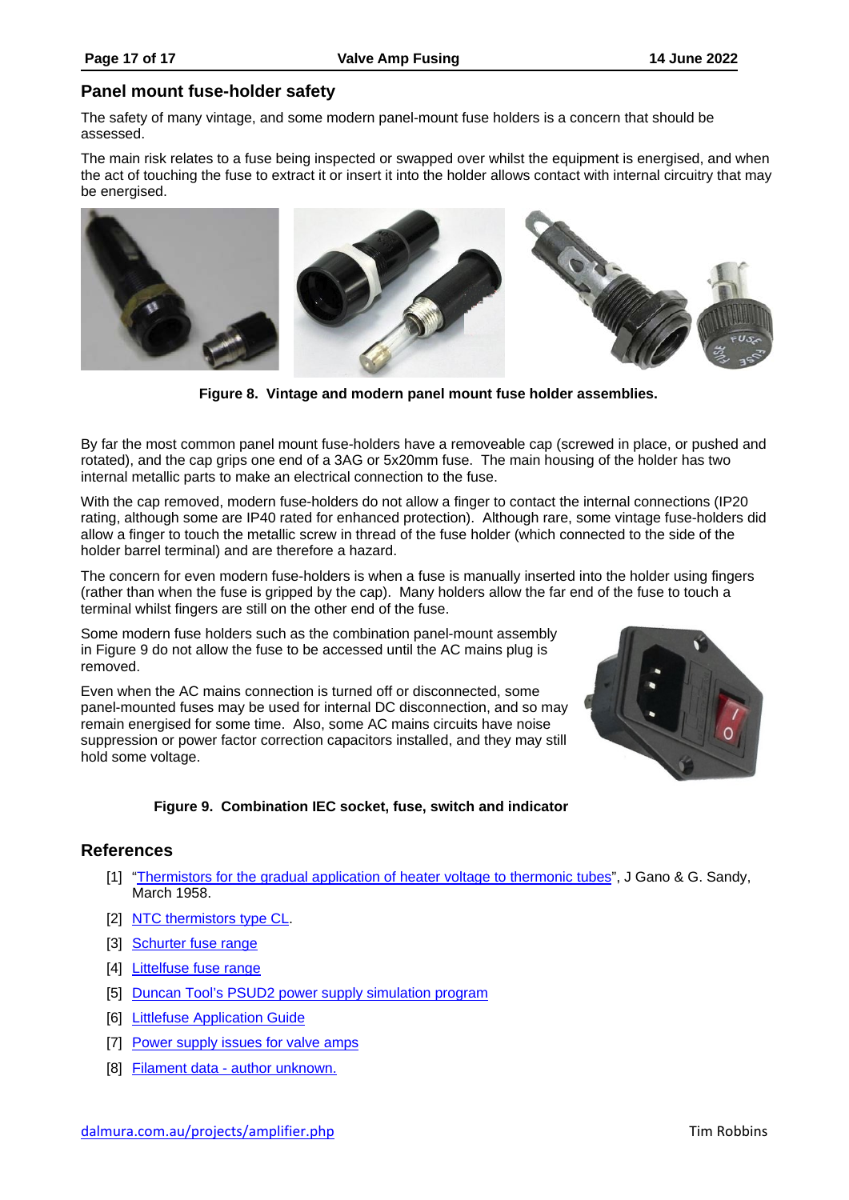## Panel mount fuse-holder safety

The safety of many vintage, and some modern panel-mount fuse holders is a concern that should be assessed.

The main risk relates to a fuse being inspected or swapped over whilst the equipment is energised, and when the act of touching the fuse to extract it or insert it into the holder allows contact with internal circuitry that may be energised.

**Figure 8. Vintage and modern panel mount fuse holder assemblies.**

By far the most common panel mount fuse-holders have a removeable cap (screwed in place, or pushed and rotated), and the cap grips one end of a 3AG or 5x20mm fuse. The main housing of the holder has two internal metallic parts to make an electrical connection to the fuse.

With the cap removed, modern fuse-holders do not allow a finger to contact the internal connections (IP20 rating, although some are IP40 rated for enhanced protection). Although rare, some vintage fuse-holders did allow a finger to touch the metallic screw in thread of the fuse holder (which connected to the side of the holder barrel terminal) and are therefore a hazard.

The concern for even modern fuse-holders is when a fuse is manually inserted into the holder using fingers (rather than when the fuse is gripped by the cap). Many holders allow the far end of the fuse to touch a terminal whilst fingers are still on the other end of the fuse.

Some modern fuse holders such as the combination panel-mount assembly in Figure 9 do not allow the fuse to be accessed until the AC mains plug is removed.

Even when the AC mains connection is turned off or disconnected, some panel-mounted fuses may be used for internal DC disconnection, and so may remain energised for some time. Also, some AC mains circuits have noise suppression or power factor correction capacitors installed, and they may still hold some voltage.

**Figure 9. Combination IEC socket, fuse, switch and indicator**

## References

[1] "Thermistors for the gradual application of heater voltage to thermonic tubes", J Gano & G. Sandy, March 1958.

[2] NTC thermistors type CL.

[3] Schurter fuse range

[4] Littelfuse fuse range

[5] Duncan Tool's PSUD2 power supply simulation program

[6] Littlefuse Application Guide

[7] Power supply issues for valve amps

[8] Filament data - author unknown.